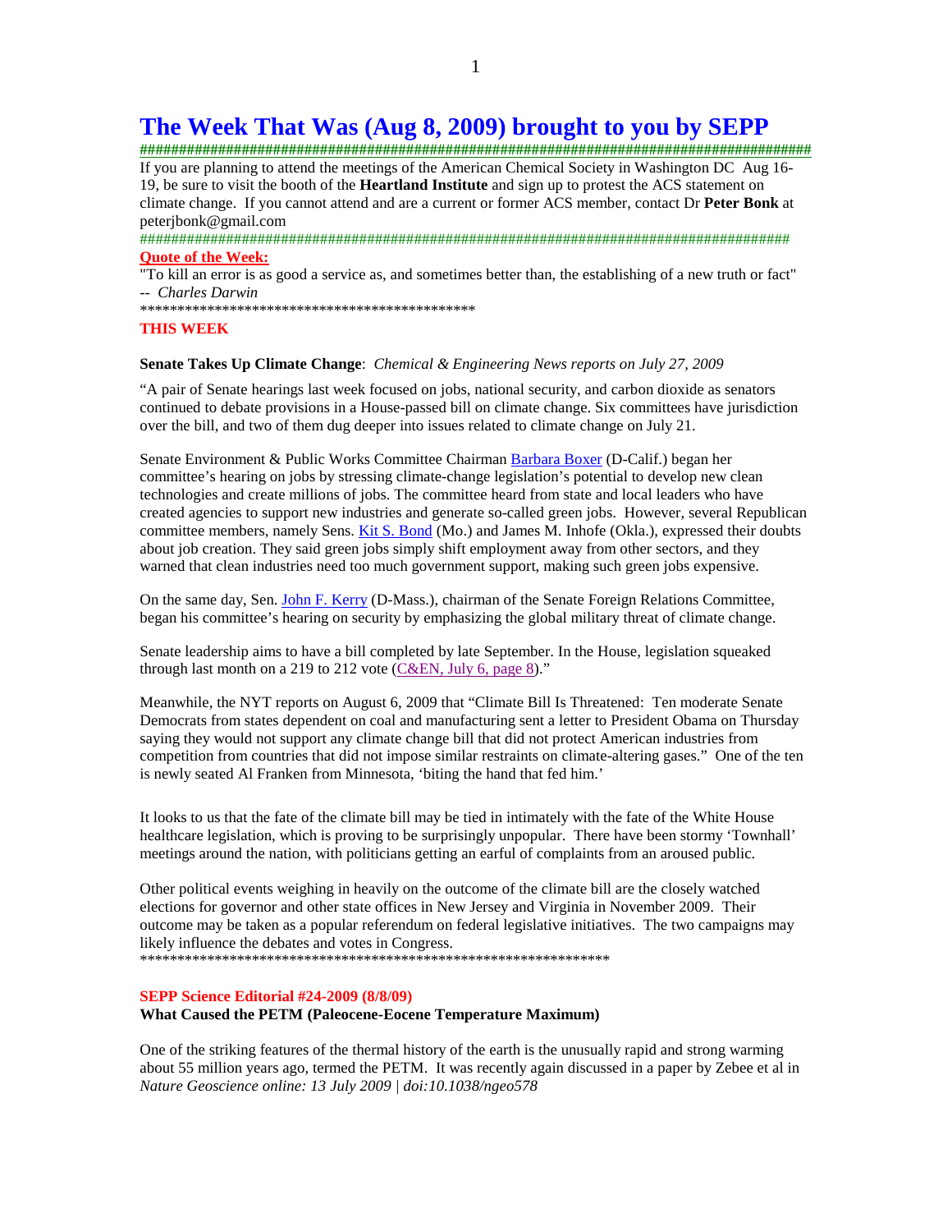# The Week That Was (Aug 8, 2009) brought to you by SEPP

########################################################################################

If you are planning to attend the meetings of the American Chemical Society in Washington DC Aug 16-19, be sure to visit the booth of the **Heartland Institute** and sign up to protest the ACS statement on climate change. If you cannot attend and are a current or former ACS member, contact Dr **Peter Bonk** at peterjbonk@gmail.com

########################################################################################

**Quote of the Week:**

"To kill an error is as good a service as, and sometimes better than, the establishing of a new truth or fact"
-- *Charles Darwin*

*********************************************

**THIS WEEK**

**Senate Takes Up Climate Change**: *Chemical & Engineering News reports on July 27, 2009*

"A pair of Senate hearings last week focused on jobs, national security, and carbon dioxide as senators continued to debate provisions in a House-passed bill on climate change. Six committees have jurisdiction over the bill, and two of them dug deeper into issues related to climate change on July 21.

Senate Environment & Public Works Committee Chairman Barbara Boxer (D-Calif.) began her committee's hearing on jobs by stressing climate-change legislation's potential to develop new clean technologies and create millions of jobs. The committee heard from state and local leaders who have created agencies to support new industries and generate so-called green jobs. However, several Republican committee members, namely Sens. Kit S. Bond (Mo.) and James M. Inhofe (Okla.), expressed their doubts about job creation. They said green jobs simply shift employment away from other sectors, and they warned that clean industries need too much government support, making such green jobs expensive.

On the same day, Sen. John F. Kerry (D-Mass.), chairman of the Senate Foreign Relations Committee, began his committee's hearing on security by emphasizing the global military threat of climate change.

Senate leadership aims to have a bill completed by late September. In the House, legislation squeaked through last month on a 219 to 212 vote (C&EN, July 6, page 8)."

Meanwhile, the NYT reports on August 6, 2009 that "Climate Bill Is Threatened: Ten moderate Senate Democrats from states dependent on coal and manufacturing sent a letter to President Obama on Thursday saying they would not support any climate change bill that did not protect American industries from competition from countries that did not impose similar restraints on climate-altering gases." One of the ten is newly seated Al Franken from Minnesota, 'biting the hand that fed him.'

It looks to us that the fate of the climate bill may be tied in intimately with the fate of the White House healthcare legislation, which is proving to be surprisingly unpopular. There have been stormy 'Townhall' meetings around the nation, with politicians getting an earful of complaints from an aroused public.

Other political events weighing in heavily on the outcome of the climate bill are the closely watched elections for governor and other state offices in New Jersey and Virginia in November 2009. Their outcome may be taken as a popular referendum on federal legislative initiatives. The two campaigns may likely influence the debates and votes in Congress.

*****************************************************************

**SEPP Science Editorial #24-2009 (8/8/09)**

**What Caused the PETM (Paleocene-Eocene Temperature Maximum)**

One of the striking features of the thermal history of the earth is the unusually rapid and strong warming about 55 million years ago, termed the PETM. It was recently again discussed in a paper by Zebee et al in *Nature Geoscience online: 13 July 2009 | doi:10.1038/ngeo578*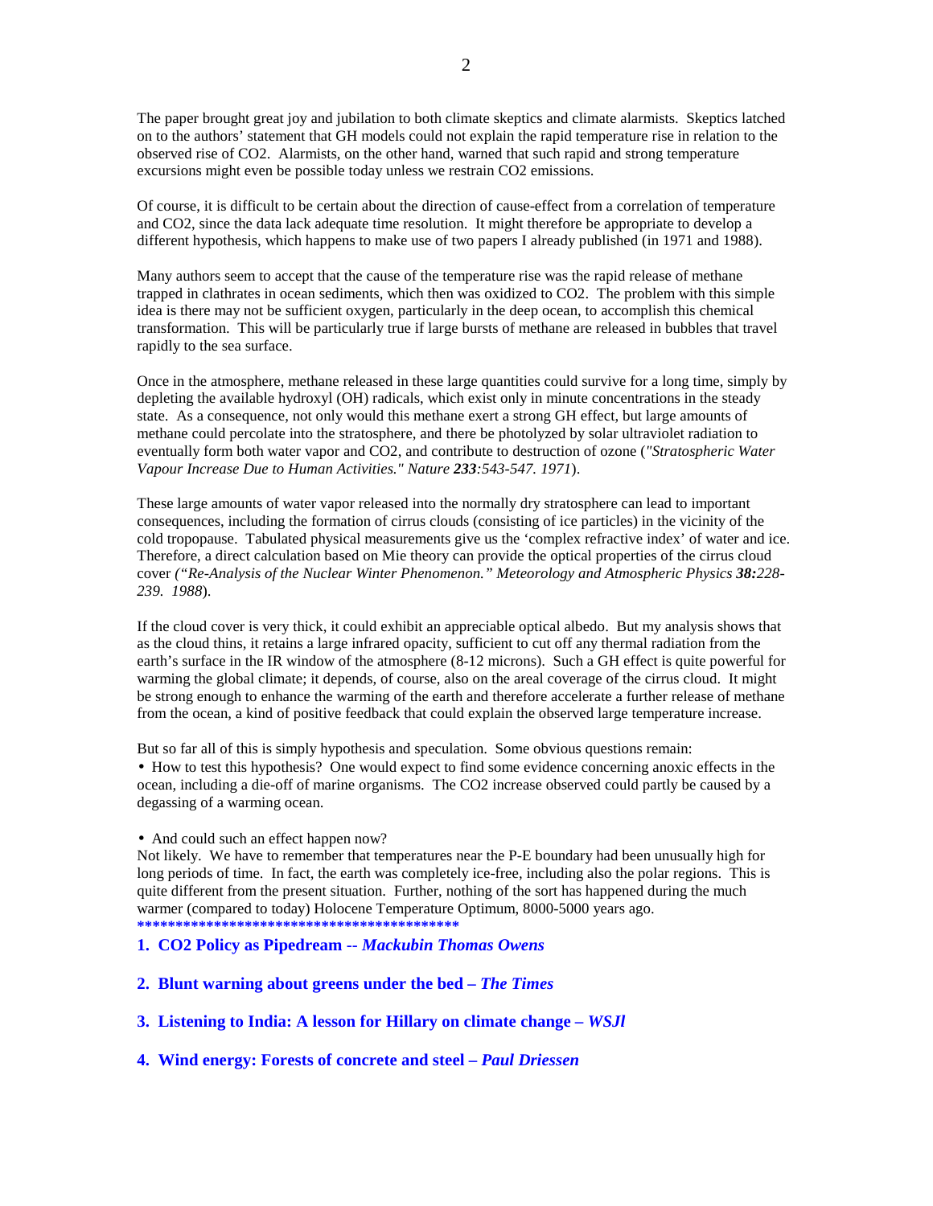The paper brought great joy and jubilation to both climate skeptics and climate alarmists. Skeptics latched on to the authors' statement that GH models could not explain the rapid temperature rise in relation to the observed rise of $CO_2$. Alarmists, on the other hand, warned that such rapid and strong temperature excursions might even be possible today unless we restrain $CO_2$ emissions.

Of course, it is difficult to be certain about the direction of cause-effect from a correlation of temperature and $CO_2$, since the data lack adequate time resolution. It might therefore be appropriate to develop a different hypothesis, which happens to make use of two papers I already published (in 1971 and 1988).

Many authors seem to accept that the cause of the temperature rise was the rapid release of methane trapped in clathrates in ocean sediments, which then was oxidized to $CO_2$. The problem with this simple idea is there may not be sufficient oxygen, particularly in the deep ocean, to accomplish this chemical transformation. This will be particularly true if large bursts of methane are released in bubbles that travel rapidly to the sea surface.

Once in the atmosphere, methane released in these large quantities could survive for a long time, simply by depleting the available hydroxyl (OH) radicals, which exist only in minute concentrations in the steady state. As a consequence, not only would this methane exert a strong GH effect, but large amounts of methane could percolate into the stratosphere, and there be photolyzed by solar ultraviolet radiation to eventually form both water vapor and $CO_2$, and contribute to destruction of ozone (*"Stratospheric Water Vapour Increase Due to Human Activities." Nature **233**:543-547. 1971*).

These large amounts of water vapor released into the normally dry stratosphere can lead to important consequences, including the formation of cirrus clouds (consisting of ice particles) in the vicinity of the cold tropopause. Tabulated physical measurements give us the 'complex refractive index' of water and ice. Therefore, a direct calculation based on Mie theory can provide the optical properties of the cirrus cloud cover *("Re-Analysis of the Nuclear Winter Phenomenon." Meteorology and Atmospheric Physics **38:**228-239. 1988*).

If the cloud cover is very thick, it could exhibit an appreciable optical albedo. But my analysis shows that as the cloud thins, it retains a large infrared opacity, sufficient to cut off any thermal radiation from the earth's surface in the IR window of the atmosphere (8-12 microns). Such a GH effect is quite powerful for warming the global climate; it depends, of course, also on the areal coverage of the cirrus cloud. It might be strong enough to enhance the warming of the earth and therefore accelerate a further release of methane from the ocean, a kind of positive feedback that could explain the observed large temperature increase.

But so far all of this is simply hypothesis and speculation. Some obvious questions remain:

- How to test this hypothesis? One would expect to find some evidence concerning anoxic effects in the ocean, including a die-off of marine organisms. The $CO_2$ increase observed could partly be caused by a degassing of a warming ocean.

- And could such an effect happen now?

Not likely. We have to remember that temperatures near the P-E boundary had been unusually high for long periods of time. In fact, the earth was completely ice-free, including also the polar regions. This is quite different from the present situation. Further, nothing of the sort has happened during the much warmer (compared to today) Holocene Temperature Optimum, 8000-5000 years ago.

*******************************************

**1. CO2 Policy as Pipedream -- *Mackubin Thomas Owens***

**2. Blunt warning about greens under the bed – *The Times***

**3. Listening to India: A lesson for Hillary on climate change – *WSJl***

**4. Wind energy: Forests of concrete and steel – *Paul Driessen***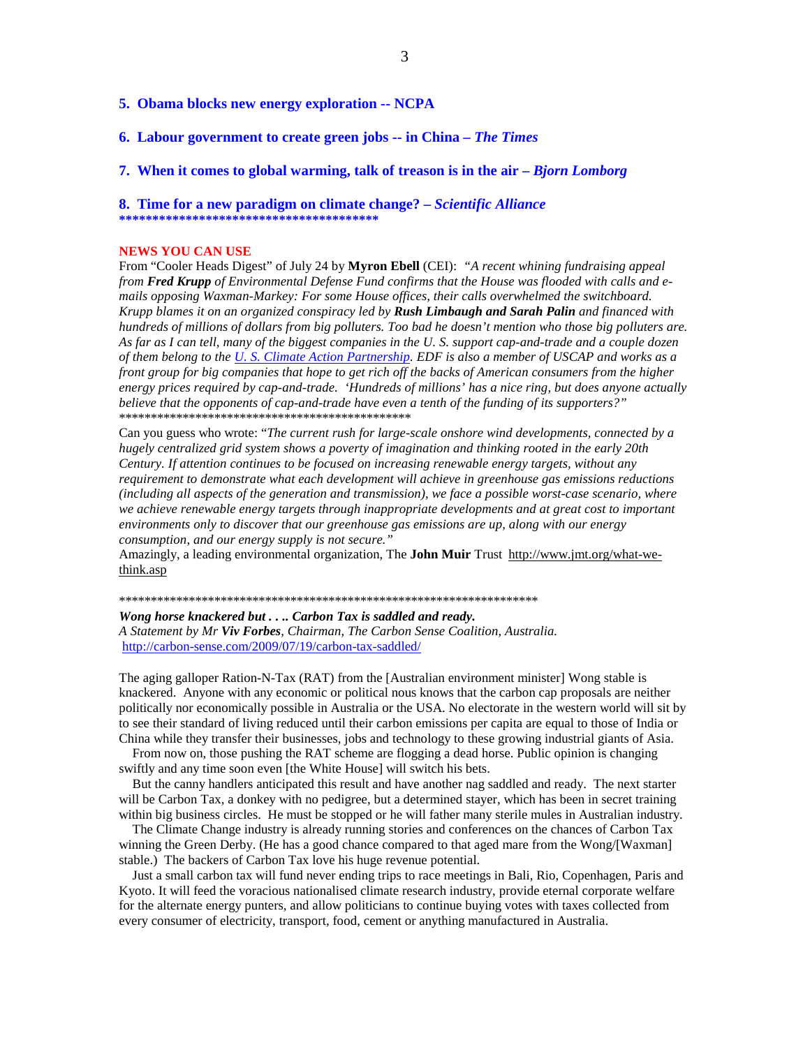**5. Obama blocks new energy exploration -- NCPA**

**6. Labour government to create green jobs -- in China – *The Times***

**7. When it comes to global warming, talk of treason is in the air – *Bjorn Lomborg***

**8. Time for a new paradigm on climate change? – *Scientific Alliance***
**\*\*\*\*\*\*\*\*\*\*\*\*\*\*\*\*\*\*\*\*\*\*\*\*\*\*\*\*\*\*\*\*\*\*\*\*\*\*\*\***

**NEWS YOU CAN USE**

From "Cooler Heads Digest" of July 24 by **Myron Ebell** (CEI): *"A recent whining fundraising appeal from **Fred Krupp** of Environmental Defense Fund confirms that the House was flooded with calls and e-mails opposing Waxman-Markey: For some House offices, their calls overwhelmed the switchboard. Krupp blames it on an organized conspiracy led by **Rush Limbaugh and Sarah Palin** and financed with hundreds of millions of dollars from big polluters. Too bad he doesn't mention who those big polluters are. As far as I can tell, many of the biggest companies in the U. S. support cap-and-trade and a couple dozen of them belong to the U. S. Climate Action Partnership. EDF is also a member of USCAP and works as a front group for big companies that hope to get rich off the backs of American consumers from the higher energy prices required by cap-and-trade. 'Hundreds of millions' has a nice ring, but does anyone actually believe that the opponents of cap-and-trade have even a tenth of the funding of its supporters?"*
\*\*\*\*\*\*\*\*\*\*\*\*\*\*\*\*\*\*\*\*\*\*\*\*\*\*\*\*\*\*\*\*\*\*\*\*\*\*\*\*\*\*\*\*\*\*\*\*\*\*\*\*\*\*

Can you guess who wrote: "*The current rush for large-scale onshore wind developments, connected by a hugely centralized grid system shows a poverty of imagination and thinking rooted in the early 20th Century. If attention continues to be focused on increasing renewable energy targets, without any requirement to demonstrate what each development will achieve in greenhouse gas emissions reductions (including all aspects of the generation and transmission), we face a possible worst-case scenario, where we achieve renewable energy targets through inappropriate developments and at great cost to important environments only to discover that our greenhouse gas emissions are up, along with our energy consumption, and our energy supply is not secure.*"
Amazingly, a leading environmental organization, The **John Muir** Trust http://www.jmt.org/what-we-think.asp

\*\*\*\*\*\*\*\*\*\*\*\*\*\*\*\*\*\*\*\*\*\*\*\*\*\*\*\*\*\*\*\*\*\*\*\*\*\*\*\*\*\*\*\*\*\*\*\*\*\*\*\*\*\*\*\*\*\*\*\*\*\*\*\*\*\*\*\*\*\*

***Wong horse knackered but . . .. Carbon Tax is saddled and ready.***
*A Statement by Mr **Viv Forbes**, Chairman, The Carbon Sense Coalition, Australia.*
http://carbon-sense.com/2009/07/19/carbon-tax-saddled/

The aging galloper Ration-N-Tax (RAT) from the [Australian environment minister] Wong stable is knackered. Anyone with any economic or political nous knows that the carbon cap proposals are neither politically nor economically possible in Australia or the USA. No electorate in the western world will sit by to see their standard of living reduced until their carbon emissions per capita are equal to those of India or China while they transfer their businesses, jobs and technology to these growing industrial giants of Asia.

From now on, those pushing the RAT scheme are flogging a dead horse. Public opinion is changing swiftly and any time soon even [the White House] will switch his bets.

But the canny handlers anticipated this result and have another nag saddled and ready. The next starter will be Carbon Tax, a donkey with no pedigree, but a determined stayer, which has been in secret training within big business circles. He must be stopped or he will father many sterile mules in Australian industry.

The Climate Change industry is already running stories and conferences on the chances of Carbon Tax winning the Green Derby. (He has a good chance compared to that aged mare from the Wong/[Waxman] stable.) The backers of Carbon Tax love his huge revenue potential.

Just a small carbon tax will fund never ending trips to race meetings in Bali, Rio, Copenhagen, Paris and Kyoto. It will feed the voracious nationalised climate research industry, provide eternal corporate welfare for the alternate energy punters, and allow politicians to continue buying votes with taxes collected from every consumer of electricity, transport, food, cement or anything manufactured in Australia.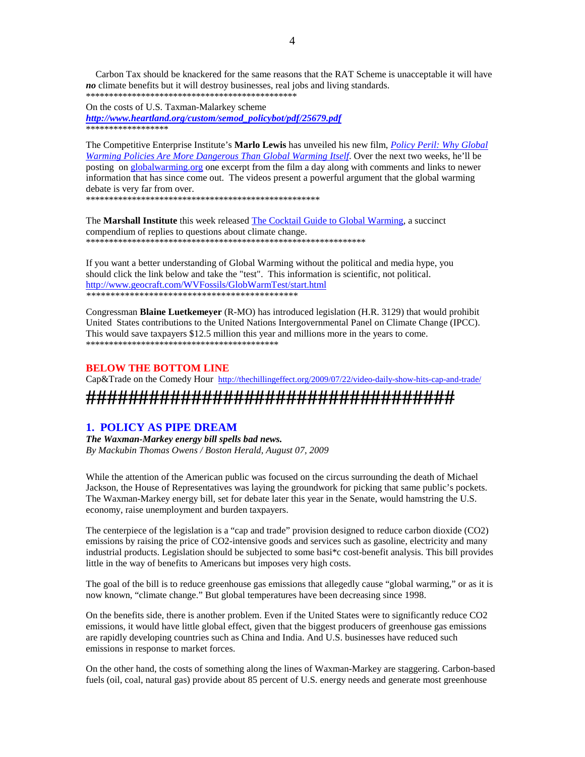Carbon Tax should be knackered for the same reasons that the RAT Scheme is unacceptable it will have ***no*** climate benefits but it will destroy businesses, real jobs and living standards.
**********************************************

On the costs of U.S. Taxman-Malarkey scheme
***http://www.heartland.org/custom/semod_policybot/pdf/25679.pdf***
******************

The Competitive Enterprise Institute's **Marlo Lewis** has unveiled his new film, *Policy Peril: Why Global Warming Policies Are More Dangerous Than Global Warming Itself*. Over the next two weeks, he'll be posting on globalwarming.org one excerpt from the film a day along with comments and links to newer information that has since come out. The videos present a powerful argument that the global warming debate is very far from over.
****************************************************

The **Marshall Institute** this week released The Cocktail Guide to Global Warming, a succinct compendium of replies to questions about climate change.
***************************************************************

If you want a better understanding of Global Warming without the political and media hype, you should click the link below and take the "test". This information is scientific, not political.
http://www.geocraft.com/WVFossils/GlobWarmTest/start.html
*********************************************

Congressman **Blaine Luetkemeyer** (R-MO) has introduced legislation (H.R. 3129) that would prohibit United States contributions to the United Nations Intergovernmental Panel on Climate Change (IPCC). This would save taxpayers $12.5 million this year and millions more in the years to come.
*******************************************

**BELOW THE BOTTOM LINE**

Cap&Trade on the Comedy Hour http://thechillingeffect.org/2009/07/22/video-daily-show-hits-cap-and-trade/

**####################################**

## 1. POLICY AS PIPE DREAM

***The Waxman-Markey energy bill spells bad news.***

*By Mackubin Thomas Owens / Boston Herald, August 07, 2009*

While the attention of the American public was focused on the circus surrounding the death of Michael Jackson, the House of Representatives was laying the groundwork for picking that same public's pockets. The Waxman-Markey energy bill, set for debate later this year in the Senate, would hamstring the U.S. economy, raise unemployment and burden taxpayers.

The centerpiece of the legislation is a "cap and trade" provision designed to reduce carbon dioxide ($CO_2$) emissions by raising the price of $CO_2$-intensive goods and services such as gasoline, electricity and many industrial products. Legislation should be subjected to some basi*c cost-benefit analysis. This bill provides little in the way of benefits to Americans but imposes very high costs.

The goal of the bill is to reduce greenhouse gas emissions that allegedly cause "global warming," or as it is now known, "climate change." But global temperatures have been decreasing since 1998.

On the benefits side, there is another problem. Even if the United States were to significantly reduce $CO_2$ emissions, it would have little global effect, given that the biggest producers of greenhouse gas emissions are rapidly developing countries such as China and India. And U.S. businesses have reduced such emissions in response to market forces.

On the other hand, the costs of something along the lines of Waxman-Markey are staggering. Carbon-based fuels (oil, coal, natural gas) provide about 85 percent of U.S. energy needs and generate most greenhouse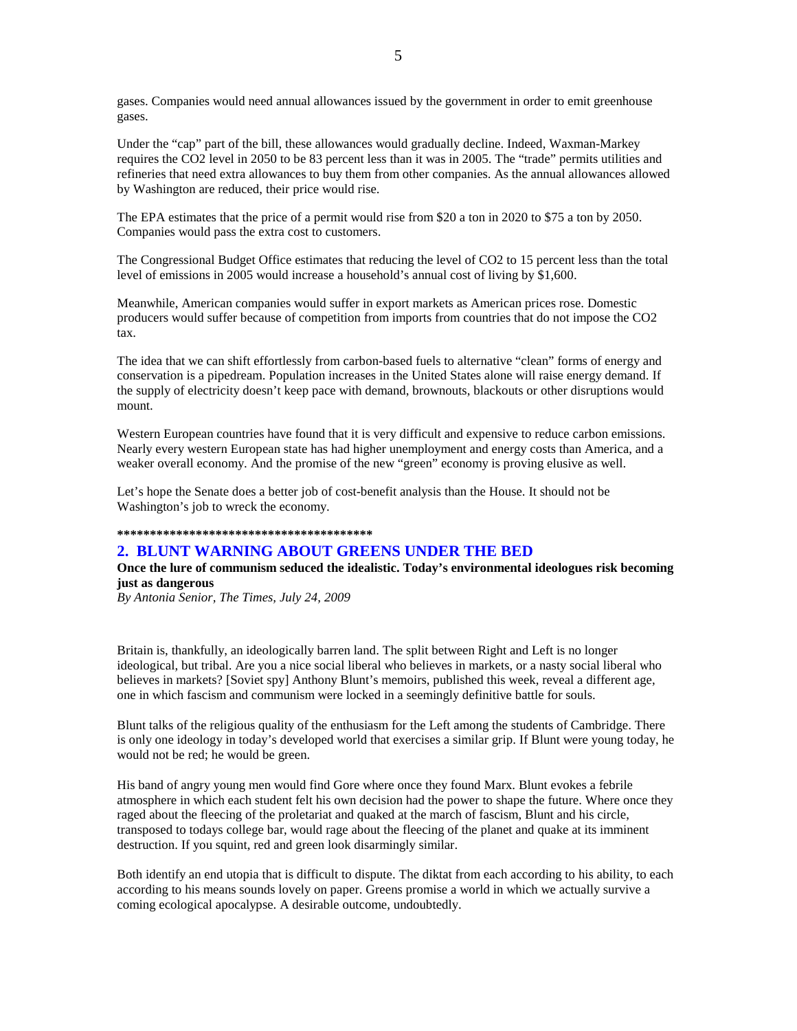gases. Companies would need annual allowances issued by the government in order to emit greenhouse gases.

Under the "cap" part of the bill, these allowances would gradually decline. Indeed, Waxman-Markey requires the CO2 level in 2050 to be 83 percent less than it was in 2005. The "trade" permits utilities and refineries that need extra allowances to buy them from other companies. As the annual allowances allowed by Washington are reduced, their price would rise.

The EPA estimates that the price of a permit would rise from $20 a ton in 2020 to $75 a ton by 2050. Companies would pass the extra cost to customers.

The Congressional Budget Office estimates that reducing the level of CO2 to 15 percent less than the total level of emissions in 2005 would increase a household's annual cost of living by $1,600.

Meanwhile, American companies would suffer in export markets as American prices rose. Domestic producers would suffer because of competition from imports from countries that do not impose the CO2 tax.

The idea that we can shift effortlessly from carbon-based fuels to alternative "clean" forms of energy and conservation is a pipedream. Population increases in the United States alone will raise energy demand. If the supply of electricity doesn't keep pace with demand, brownouts, blackouts or other disruptions would mount.

Western European countries have found that it is very difficult and expensive to reduce carbon emissions. Nearly every western European state has had higher unemployment and energy costs than America, and a weaker overall economy. And the promise of the new "green" economy is proving elusive as well.

Let's hope the Senate does a better job of cost-benefit analysis than the House. It should not be Washington's job to wreck the economy.

**\*\*\*\*\*\*\*\*\*\*\*\*\*\*\*\*\*\*\*\*\*\*\*\*\*\*\*\*\*\*\*\*\*\*\*\*\*\*\*\***

## 2. BLUNT WARNING ABOUT GREENS UNDER THE BED

**Once the lure of communism seduced the idealistic. Today's environmental ideologues risk becoming just as dangerous**

*By Antonia Senior, The Times, July 24, 2009*

Britain is, thankfully, an ideologically barren land. The split between Right and Left is no longer ideological, but tribal. Are you a nice social liberal who believes in markets, or a nasty social liberal who believes in markets? [Soviet spy] Anthony Blunt's memoirs, published this week, reveal a different age, one in which fascism and communism were locked in a seemingly definitive battle for souls.

Blunt talks of the religious quality of the enthusiasm for the Left among the students of Cambridge. There is only one ideology in today's developed world that exercises a similar grip. If Blunt were young today, he would not be red; he would be green.

His band of angry young men would find Gore where once they found Marx. Blunt evokes a febrile atmosphere in which each student felt his own decision had the power to shape the future. Where once they raged about the fleecing of the proletariat and quaked at the march of fascism, Blunt and his circle, transposed to todays college bar, would rage about the fleecing of the planet and quake at its imminent destruction. If you squint, red and green look disarmingly similar.

Both identify an end utopia that is difficult to dispute. The diktat from each according to his ability, to each according to his means sounds lovely on paper. Greens promise a world in which we actually survive a coming ecological apocalypse. A desirable outcome, undoubtedly.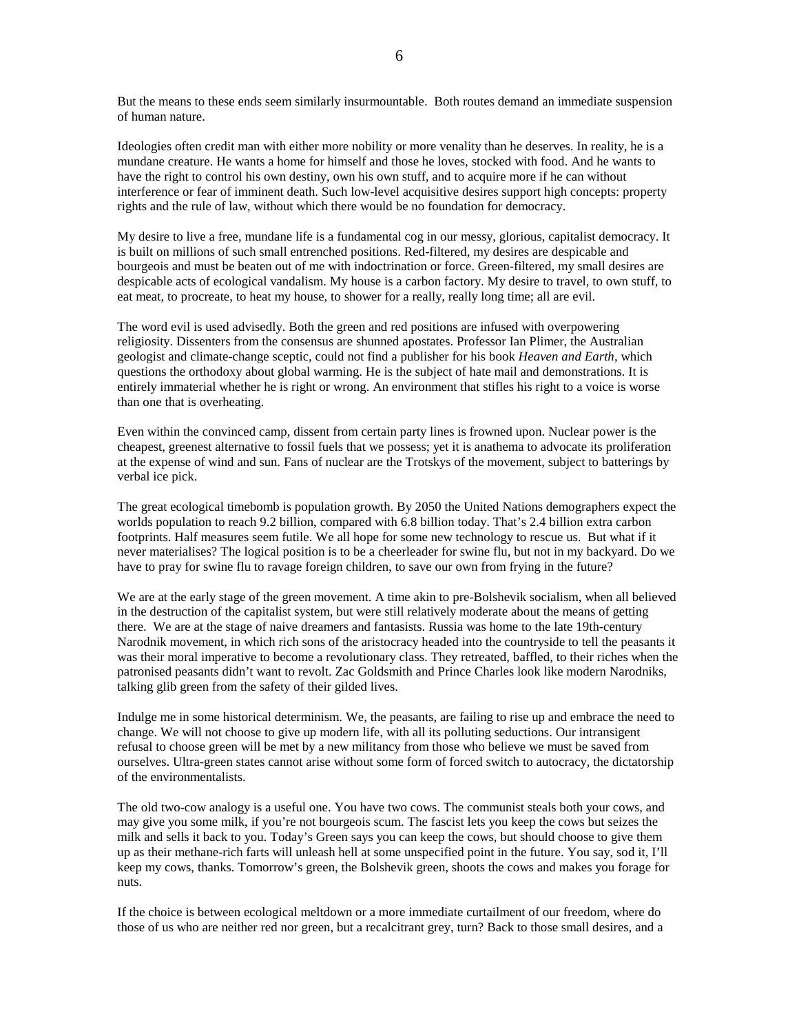But the means to these ends seem similarly insurmountable. Both routes demand an immediate suspension of human nature.

Ideologies often credit man with either more nobility or more venality than he deserves. In reality, he is a mundane creature. He wants a home for himself and those he loves, stocked with food. And he wants to have the right to control his own destiny, own his own stuff, and to acquire more if he can without interference or fear of imminent death. Such low-level acquisitive desires support high concepts: property rights and the rule of law, without which there would be no foundation for democracy.

My desire to live a free, mundane life is a fundamental cog in our messy, glorious, capitalist democracy. It is built on millions of such small entrenched positions. Red-filtered, my desires are despicable and bourgeois and must be beaten out of me with indoctrination or force. Green-filtered, my small desires are despicable acts of ecological vandalism. My house is a carbon factory. My desire to travel, to own stuff, to eat meat, to procreate, to heat my house, to shower for a really, really long time; all are evil.

The word evil is used advisedly. Both the green and red positions are infused with overpowering religiosity. Dissenters from the consensus are shunned apostates. Professor Ian Plimer, the Australian geologist and climate-change sceptic, could not find a publisher for his book *Heaven and Earth*, which questions the orthodoxy about global warming. He is the subject of hate mail and demonstrations. It is entirely immaterial whether he is right or wrong. An environment that stifles his right to a voice is worse than one that is overheating.

Even within the convinced camp, dissent from certain party lines is frowned upon. Nuclear power is the cheapest, greenest alternative to fossil fuels that we possess; yet it is anathema to advocate its proliferation at the expense of wind and sun. Fans of nuclear are the Trotskys of the movement, subject to batterings by verbal ice pick.

The great ecological timebomb is population growth. By 2050 the United Nations demographers expect the worlds population to reach 9.2 billion, compared with 6.8 billion today. That's 2.4 billion extra carbon footprints. Half measures seem futile. We all hope for some new technology to rescue us. But what if it never materialises? The logical position is to be a cheerleader for swine flu, but not in my backyard. Do we have to pray for swine flu to ravage foreign children, to save our own from frying in the future?

We are at the early stage of the green movement. A time akin to pre-Bolshevik socialism, when all believed in the destruction of the capitalist system, but were still relatively moderate about the means of getting there. We are at the stage of naive dreamers and fantasists. Russia was home to the late 19th-century Narodnik movement, in which rich sons of the aristocracy headed into the countryside to tell the peasants it was their moral imperative to become a revolutionary class. They retreated, baffled, to their riches when the patronised peasants didn't want to revolt. Zac Goldsmith and Prince Charles look like modern Narodniks, talking glib green from the safety of their gilded lives.

Indulge me in some historical determinism. We, the peasants, are failing to rise up and embrace the need to change. We will not choose to give up modern life, with all its polluting seductions. Our intransigent refusal to choose green will be met by a new militancy from those who believe we must be saved from ourselves. Ultra-green states cannot arise without some form of forced switch to autocracy, the dictatorship of the environmentalists.

The old two-cow analogy is a useful one. You have two cows. The communist steals both your cows, and may give you some milk, if you're not bourgeois scum. The fascist lets you keep the cows but seizes the milk and sells it back to you. Today's Green says you can keep the cows, but should choose to give them up as their methane-rich farts will unleash hell at some unspecified point in the future. You say, sod it, I'll keep my cows, thanks. Tomorrow's green, the Bolshevik green, shoots the cows and makes you forage for nuts.

If the choice is between ecological meltdown or a more immediate curtailment of our freedom, where do those of us who are neither red nor green, but a recalcitrant grey, turn? Back to those small desires, and a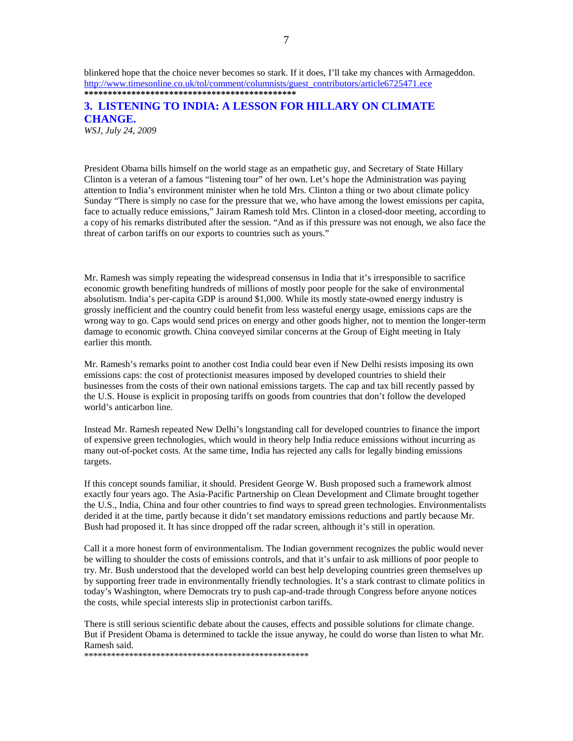blinkered hope that the choice never becomes so stark. If it does, I'll take my chances with Armageddon.
http://www.timesonline.co.uk/tol/comment/columnists/guest_contributors/article6725471.ece
**********************************************

## 3. LISTENING TO INDIA: A LESSON FOR HILLARY ON CLIMATE CHANGE.

*WSJ, July 24, 2009*

President Obama bills himself on the world stage as an empathetic guy, and Secretary of State Hillary Clinton is a veteran of a famous "listening tour" of her own. Let's hope the Administration was paying attention to India's environment minister when he told Mrs. Clinton a thing or two about climate policy Sunday "There is simply no case for the pressure that we, who have among the lowest emissions per capita, face to actually reduce emissions," Jairam Ramesh told Mrs. Clinton in a closed-door meeting, according to a copy of his remarks distributed after the session. "And as if this pressure was not enough, we also face the threat of carbon tariffs on our exports to countries such as yours."

Mr. Ramesh was simply repeating the widespread consensus in India that it's irresponsible to sacrifice economic growth benefiting hundreds of millions of mostly poor people for the sake of environmental absolutism. India's per-capita GDP is around $1,000. While its mostly state-owned energy industry is grossly inefficient and the country could benefit from less wasteful energy usage, emissions caps are the wrong way to go. Caps would send prices on energy and other goods higher, not to mention the longer-term damage to economic growth. China conveyed similar concerns at the Group of Eight meeting in Italy earlier this month.

Mr. Ramesh's remarks point to another cost India could bear even if New Delhi resists imposing its own emissions caps: the cost of protectionist measures imposed by developed countries to shield their businesses from the costs of their own national emissions targets. The cap and tax bill recently passed by the U.S. House is explicit in proposing tariffs on goods from countries that don't follow the developed world's anticarbon line.

Instead Mr. Ramesh repeated New Delhi's longstanding call for developed countries to finance the import of expensive green technologies, which would in theory help India reduce emissions without incurring as many out-of-pocket costs. At the same time, India has rejected any calls for legally binding emissions targets.

If this concept sounds familiar, it should. President George W. Bush proposed such a framework almost exactly four years ago. The Asia-Pacific Partnership on Clean Development and Climate brought together the U.S., India, China and four other countries to find ways to spread green technologies. Environmentalists derided it at the time, partly because it didn't set mandatory emissions reductions and partly because Mr. Bush had proposed it. It has since dropped off the radar screen, although it's still in operation.

Call it a more honest form of environmentalism. The Indian government recognizes the public would never be willing to shoulder the costs of emissions controls, and that it's unfair to ask millions of poor people to try. Mr. Bush understood that the developed world can best help developing countries green themselves up by supporting freer trade in environmentally friendly technologies. It's a stark contrast to climate politics in today's Washington, where Democrats try to push cap-and-trade through Congress before anyone notices the costs, while special interests slip in protectionist carbon tariffs.

There is still serious scientific debate about the causes, effects and possible solutions for climate change. But if President Obama is determined to tackle the issue anyway, he could do worse than listen to what Mr. Ramesh said.

****************************************************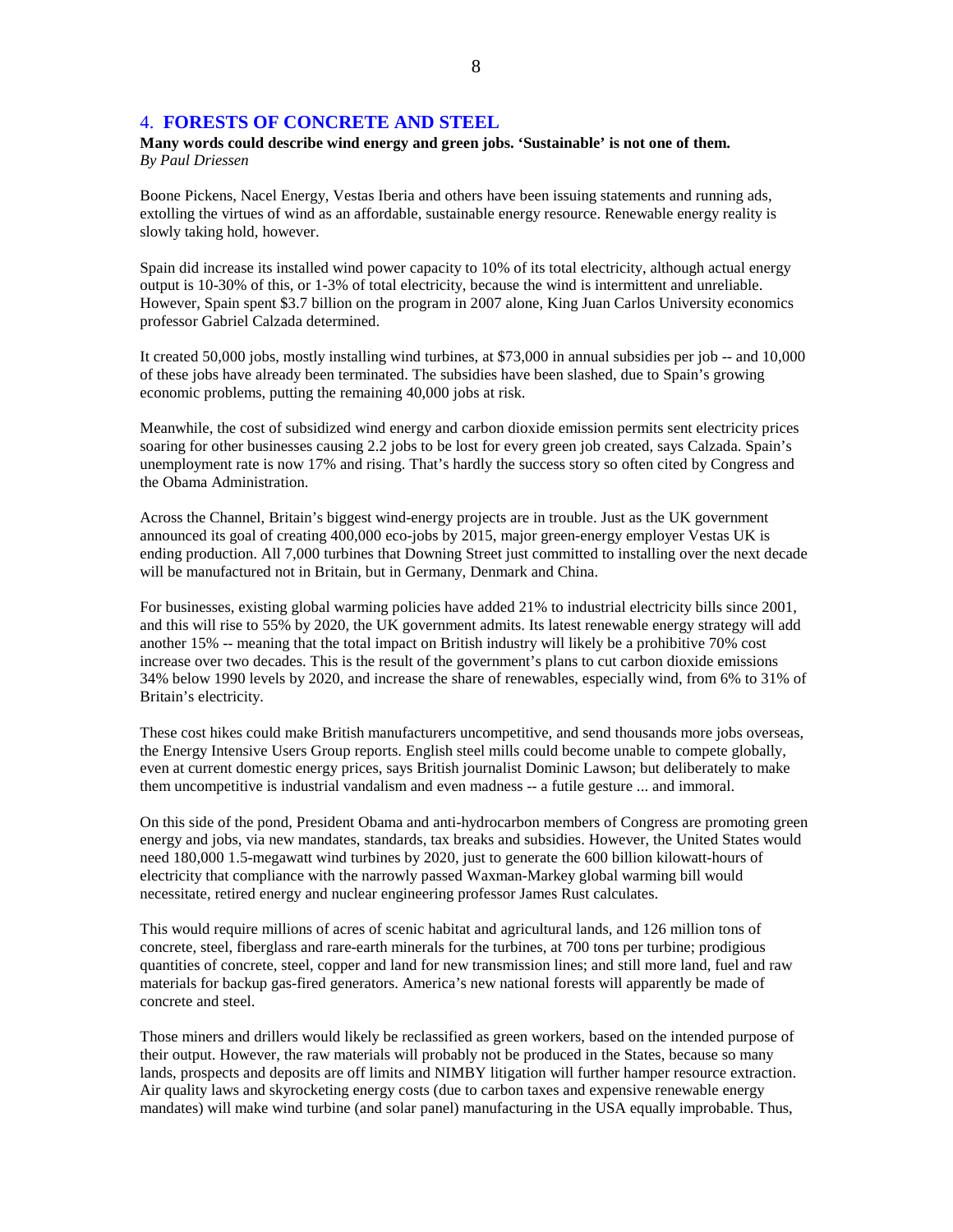## 4. FORESTS OF CONCRETE AND STEEL

**Many words could describe wind energy and green jobs. 'Sustainable' is not one of them.**
*By Paul Driessen*

Boone Pickens, Nacel Energy, Vestas Iberia and others have been issuing statements and running ads, extolling the virtues of wind as an affordable, sustainable energy resource. Renewable energy reality is slowly taking hold, however.

Spain did increase its installed wind power capacity to 10% of its total electricity, although actual energy output is 10-30% of this, or 1-3% of total electricity, because the wind is intermittent and unreliable. However, Spain spent $3.7 billion on the program in 2007 alone, King Juan Carlos University economics professor Gabriel Calzada determined.

It created 50,000 jobs, mostly installing wind turbines, at $73,000 in annual subsidies per job -- and 10,000 of these jobs have already been terminated. The subsidies have been slashed, due to Spain's growing economic problems, putting the remaining 40,000 jobs at risk.

Meanwhile, the cost of subsidized wind energy and carbon dioxide emission permits sent electricity prices soaring for other businesses causing 2.2 jobs to be lost for every green job created, says Calzada. Spain's unemployment rate is now 17% and rising. That's hardly the success story so often cited by Congress and the Obama Administration.

Across the Channel, Britain's biggest wind-energy projects are in trouble. Just as the UK government announced its goal of creating 400,000 eco-jobs by 2015, major green-energy employer Vestas UK is ending production. All 7,000 turbines that Downing Street just committed to installing over the next decade will be manufactured not in Britain, but in Germany, Denmark and China.

For businesses, existing global warming policies have added 21% to industrial electricity bills since 2001, and this will rise to 55% by 2020, the UK government admits. Its latest renewable energy strategy will add another 15% -- meaning that the total impact on British industry will likely be a prohibitive 70% cost increase over two decades. This is the result of the government's plans to cut carbon dioxide emissions 34% below 1990 levels by 2020, and increase the share of renewables, especially wind, from 6% to 31% of Britain's electricity.

These cost hikes could make British manufacturers uncompetitive, and send thousands more jobs overseas, the Energy Intensive Users Group reports. English steel mills could become unable to compete globally, even at current domestic energy prices, says British journalist Dominic Lawson; but deliberately to make them uncompetitive is industrial vandalism and even madness -- a futile gesture ... and immoral.

On this side of the pond, President Obama and anti-hydrocarbon members of Congress are promoting green energy and jobs, via new mandates, standards, tax breaks and subsidies. However, the United States would need 180,000 1.5-megawatt wind turbines by 2020, just to generate the 600 billion kilowatt-hours of electricity that compliance with the narrowly passed Waxman-Markey global warming bill would necessitate, retired energy and nuclear engineering professor James Rust calculates.

This would require millions of acres of scenic habitat and agricultural lands, and 126 million tons of concrete, steel, fiberglass and rare-earth minerals for the turbines, at 700 tons per turbine; prodigious quantities of concrete, steel, copper and land for new transmission lines; and still more land, fuel and raw materials for backup gas-fired generators. America's new national forests will apparently be made of concrete and steel.

Those miners and drillers would likely be reclassified as green workers, based on the intended purpose of their output. However, the raw materials will probably not be produced in the States, because so many lands, prospects and deposits are off limits and NIMBY litigation will further hamper resource extraction. Air quality laws and skyrocketing energy costs (due to carbon taxes and expensive renewable energy mandates) will make wind turbine (and solar panel) manufacturing in the USA equally improbable. Thus,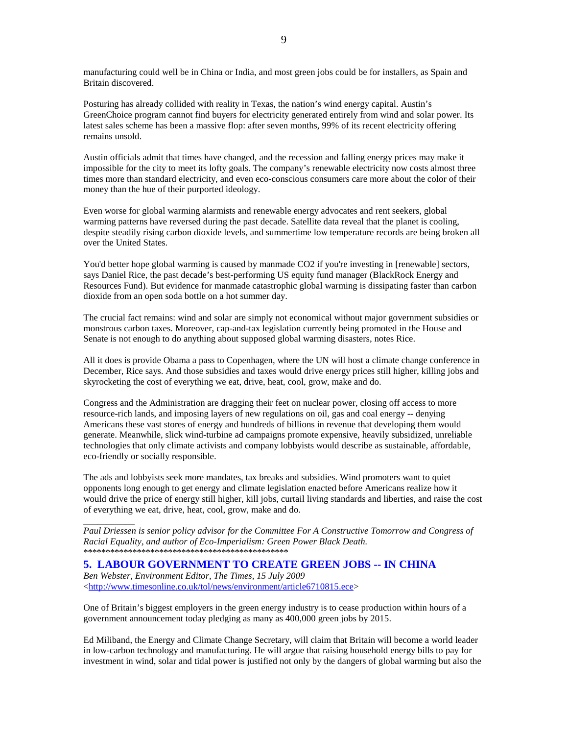manufacturing could well be in China or India, and most green jobs could be for installers, as Spain and Britain discovered.

Posturing has already collided with reality in Texas, the nation's wind energy capital. Austin's GreenChoice program cannot find buyers for electricity generated entirely from wind and solar power. Its latest sales scheme has been a massive flop: after seven months, 99% of its recent electricity offering remains unsold.

Austin officials admit that times have changed, and the recession and falling energy prices may make it impossible for the city to meet its lofty goals. The company's renewable electricity now costs almost three times more than standard electricity, and even eco-conscious consumers care more about the color of their money than the hue of their purported ideology.

Even worse for global warming alarmists and renewable energy advocates and rent seekers, global warming patterns have reversed during the past decade. Satellite data reveal that the planet is cooling, despite steadily rising carbon dioxide levels, and summertime low temperature records are being broken all over the United States.

You'd better hope global warming is caused by manmade CO2 if you're investing in [renewable] sectors, says Daniel Rice, the past decade's best-performing US equity fund manager (BlackRock Energy and Resources Fund). But evidence for manmade catastrophic global warming is dissipating faster than carbon dioxide from an open soda bottle on a hot summer day.

The crucial fact remains: wind and solar are simply not economical without major government subsidies or monstrous carbon taxes. Moreover, cap-and-tax legislation currently being promoted in the House and Senate is not enough to do anything about supposed global warming disasters, notes Rice.

All it does is provide Obama a pass to Copenhagen, where the UN will host a climate change conference in December, Rice says. And those subsidies and taxes would drive energy prices still higher, killing jobs and skyrocketing the cost of everything we eat, drive, heat, cool, grow, make and do.

Congress and the Administration are dragging their feet on nuclear power, closing off access to more resource-rich lands, and imposing layers of new regulations on oil, gas and coal energy -- denying Americans these vast stores of energy and hundreds of billions in revenue that developing them would generate. Meanwhile, slick wind-turbine ad campaigns promote expensive, heavily subsidized, unreliable technologies that only climate activists and company lobbyists would describe as sustainable, affordable, eco-friendly or socially responsible.

The ads and lobbyists seek more mandates, tax breaks and subsidies. Wind promoters want to quiet opponents long enough to get energy and climate legislation enacted before Americans realize how it would drive the price of energy still higher, kill jobs, curtail living standards and liberties, and raise the cost of everything we eat, drive, heat, cool, grow, make and do.

___________

*Paul Driessen is senior policy advisor for the Committee For A Constructive Tomorrow and Congress of Racial Equality, and author of Eco-Imperialism: Green Power Black Death.*

************************************************

## 5. LABOUR GOVERNMENT TO CREATE GREEN JOBS -- IN CHINA

*Ben Webster, Environment Editor, The Times, 15 July 2009*
<http://www.timesonline.co.uk/tol/news/environment/article6710815.ece>

One of Britain's biggest employers in the green energy industry is to cease production within hours of a government announcement today pledging as many as 400,000 green jobs by 2015.

Ed Miliband, the Energy and Climate Change Secretary, will claim that Britain will become a world leader in low-carbon technology and manufacturing. He will argue that raising household energy bills to pay for investment in wind, solar and tidal power is justified not only by the dangers of global warming but also the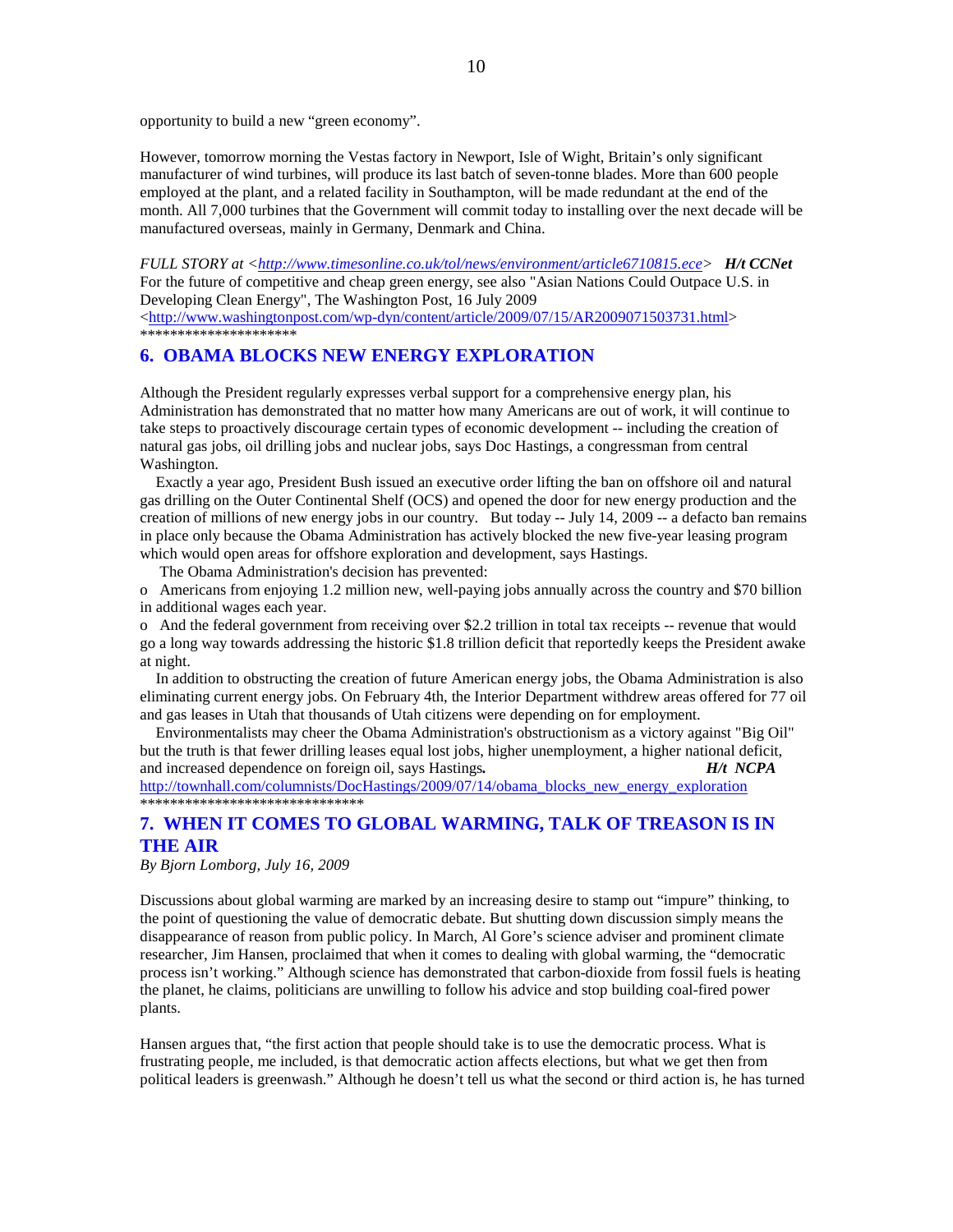opportunity to build a new "green economy".

However, tomorrow morning the Vestas factory in Newport, Isle of Wight, Britain's only significant manufacturer of wind turbines, will produce its last batch of seven-tonne blades. More than 600 people employed at the plant, and a related facility in Southampton, will be made redundant at the end of the month. All 7,000 turbines that the Government will commit today to installing over the next decade will be manufactured overseas, mainly in Germany, Denmark and China.

*FULL STORY at <http://www.timesonline.co.uk/tol/news/environment/article6710815.ece>* ***H/t CCNet***
For the future of competitive and cheap green energy, see also "Asian Nations Could Outpace U.S. in Developing Clean Energy", The Washington Post, 16 July 2009
<http://www.washingtonpost.com/wp-dyn/content/article/2009/07/15/AR2009071503731.html>
*********************

## 6. OBAMA BLOCKS NEW ENERGY EXPLORATION

Although the President regularly expresses verbal support for a comprehensive energy plan, his Administration has demonstrated that no matter how many Americans are out of work, it will continue to take steps to proactively discourage certain types of economic development -- including the creation of natural gas jobs, oil drilling jobs and nuclear jobs, says Doc Hastings, a congressman from central Washington.

Exactly a year ago, President Bush issued an executive order lifting the ban on offshore oil and natural gas drilling on the Outer Continental Shelf (OCS) and opened the door for new energy production and the creation of millions of new energy jobs in our country. But today -- July 14, 2009 -- a defacto ban remains in place only because the Obama Administration has actively blocked the new five-year leasing program which would open areas for offshore exploration and development, says Hastings.

The Obama Administration's decision has prevented:

- Americans from enjoying 1.2 million new, well-paying jobs annually across the country and $70 billion in additional wages each year.
- And the federal government from receiving over $2.2 trillion in total tax receipts -- revenue that would go a long way towards addressing the historic $1.8 trillion deficit that reportedly keeps the President awake at night.

In addition to obstructing the creation of future American energy jobs, the Obama Administration is also eliminating current energy jobs. On February 4th, the Interior Department withdrew areas offered for 77 oil and gas leases in Utah that thousands of Utah citizens were depending on for employment.

Environmentalists may cheer the Obama Administration's obstructionism as a victory against "Big Oil" but the truth is that fewer drilling leases equal lost jobs, higher unemployment, a higher national deficit, and increased dependence on foreign oil, says Hastings. ***H/t NCPA***
http://townhall.com/columnists/DocHastings/2009/07/14/obama_blocks_new_energy_exploration
******************************

## 7. WHEN IT COMES TO GLOBAL WARMING, TALK OF TREASON IS IN THE AIR

*By Bjorn Lomborg, July 16, 2009*

Discussions about global warming are marked by an increasing desire to stamp out "impure" thinking, to the point of questioning the value of democratic debate. But shutting down discussion simply means the disappearance of reason from public policy. In March, Al Gore's science adviser and prominent climate researcher, Jim Hansen, proclaimed that when it comes to dealing with global warming, the "democratic process isn't working." Although science has demonstrated that carbon-dioxide from fossil fuels is heating the planet, he claims, politicians are unwilling to follow his advice and stop building coal-fired power plants.

Hansen argues that, "the first action that people should take is to use the democratic process. What is frustrating people, me included, is that democratic action affects elections, but what we get then from political leaders is greenwash." Although he doesn't tell us what the second or third action is, he has turned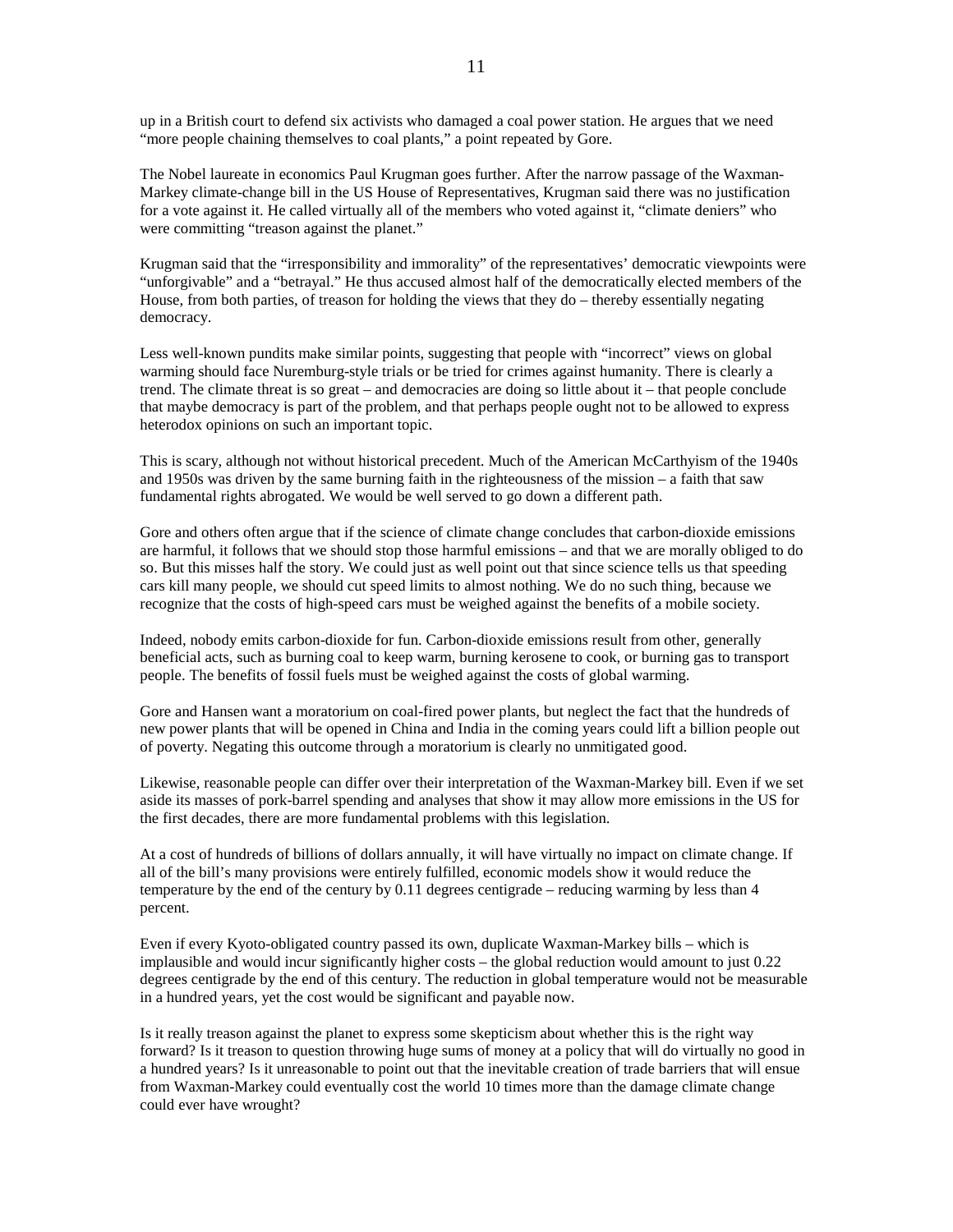up in a British court to defend six activists who damaged a coal power station. He argues that we need "more people chaining themselves to coal plants," a point repeated by Gore.

The Nobel laureate in economics Paul Krugman goes further. After the narrow passage of the Waxman-Markey climate-change bill in the US House of Representatives, Krugman said there was no justification for a vote against it. He called virtually all of the members who voted against it, "climate deniers" who were committing "treason against the planet."

Krugman said that the "irresponsibility and immorality" of the representatives' democratic viewpoints were "unforgivable" and a "betrayal." He thus accused almost half of the democratically elected members of the House, from both parties, of treason for holding the views that they do – thereby essentially negating democracy.

Less well-known pundits make similar points, suggesting that people with "incorrect" views on global warming should face Nuremburg-style trials or be tried for crimes against humanity. There is clearly a trend. The climate threat is so great – and democracies are doing so little about it – that people conclude that maybe democracy is part of the problem, and that perhaps people ought not to be allowed to express heterodox opinions on such an important topic.

This is scary, although not without historical precedent. Much of the American McCarthyism of the 1940s and 1950s was driven by the same burning faith in the righteousness of the mission – a faith that saw fundamental rights abrogated. We would be well served to go down a different path.

Gore and others often argue that if the science of climate change concludes that carbon-dioxide emissions are harmful, it follows that we should stop those harmful emissions – and that we are morally obliged to do so. But this misses half the story. We could just as well point out that since science tells us that speeding cars kill many people, we should cut speed limits to almost nothing. We do no such thing, because we recognize that the costs of high-speed cars must be weighed against the benefits of a mobile society.

Indeed, nobody emits carbon-dioxide for fun. Carbon-dioxide emissions result from other, generally beneficial acts, such as burning coal to keep warm, burning kerosene to cook, or burning gas to transport people. The benefits of fossil fuels must be weighed against the costs of global warming.

Gore and Hansen want a moratorium on coal-fired power plants, but neglect the fact that the hundreds of new power plants that will be opened in China and India in the coming years could lift a billion people out of poverty. Negating this outcome through a moratorium is clearly no unmitigated good.

Likewise, reasonable people can differ over their interpretation of the Waxman-Markey bill. Even if we set aside its masses of pork-barrel spending and analyses that show it may allow more emissions in the US for the first decades, there are more fundamental problems with this legislation.

At a cost of hundreds of billions of dollars annually, it will have virtually no impact on climate change. If all of the bill's many provisions were entirely fulfilled, economic models show it would reduce the temperature by the end of the century by 0.11 degrees centigrade – reducing warming by less than 4 percent.

Even if every Kyoto-obligated country passed its own, duplicate Waxman-Markey bills – which is implausible and would incur significantly higher costs – the global reduction would amount to just 0.22 degrees centigrade by the end of this century. The reduction in global temperature would not be measurable in a hundred years, yet the cost would be significant and payable now.

Is it really treason against the planet to express some skepticism about whether this is the right way forward? Is it treason to question throwing huge sums of money at a policy that will do virtually no good in a hundred years? Is it unreasonable to point out that the inevitable creation of trade barriers that will ensue from Waxman-Markey could eventually cost the world 10 times more than the damage climate change could ever have wrought?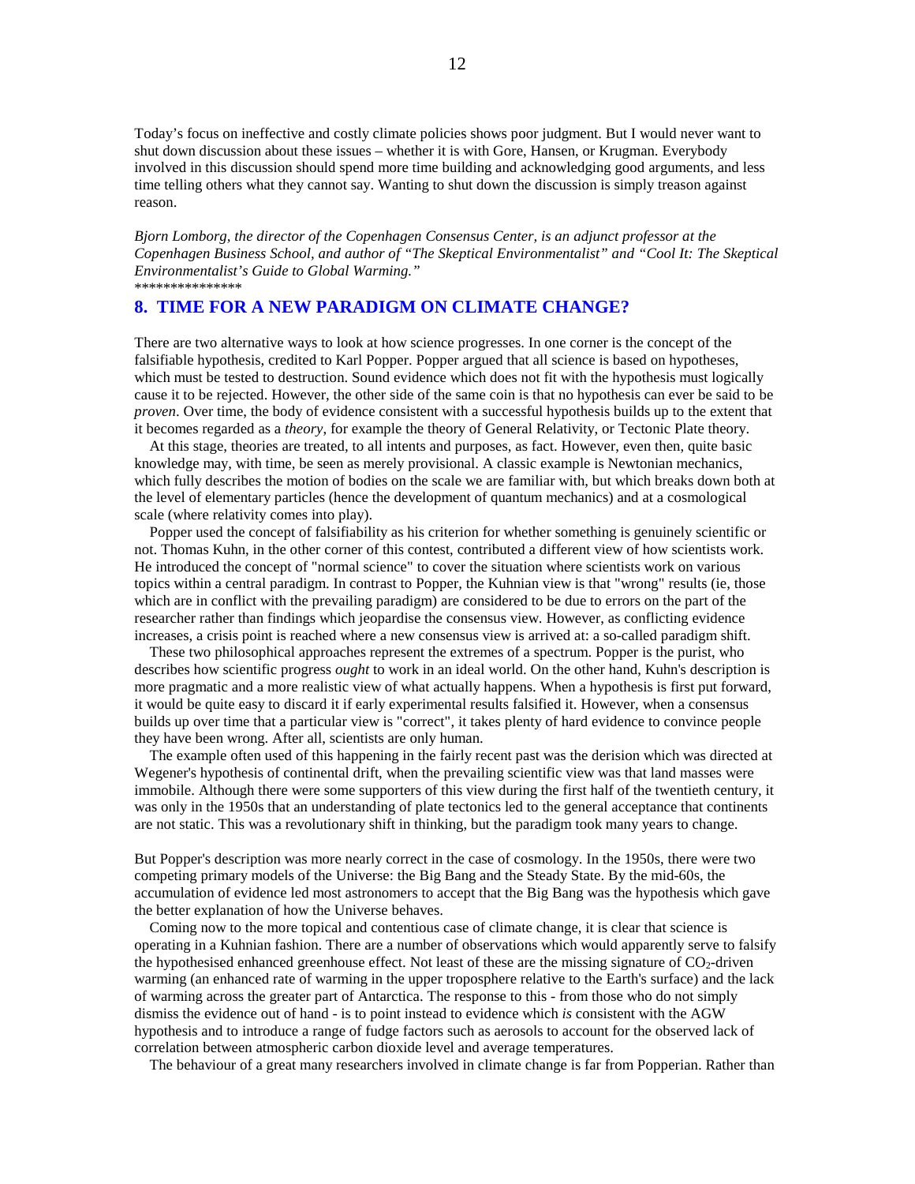Today's focus on ineffective and costly climate policies shows poor judgment. But I would never want to shut down discussion about these issues – whether it is with Gore, Hansen, or Krugman. Everybody involved in this discussion should spend more time building and acknowledging good arguments, and less time telling others what they cannot say. Wanting to shut down the discussion is simply treason against reason.

*Bjorn Lomborg, the director of the Copenhagen Consensus Center, is an adjunct professor at the Copenhagen Business School, and author of "The Skeptical Environmentalist" and "Cool It: The Skeptical Environmentalist's Guide to Global Warming."*
***************

## 8. TIME FOR A NEW PARADIGM ON CLIMATE CHANGE?

There are two alternative ways to look at how science progresses. In one corner is the concept of the falsifiable hypothesis, credited to Karl Popper. Popper argued that all science is based on hypotheses, which must be tested to destruction. Sound evidence which does not fit with the hypothesis must logically cause it to be rejected. However, the other side of the same coin is that no hypothesis can ever be said to be *proven*. Over time, the body of evidence consistent with a successful hypothesis builds up to the extent that it becomes regarded as a *theory*, for example the theory of General Relativity, or Tectonic Plate theory.

At this stage, theories are treated, to all intents and purposes, as fact. However, even then, quite basic knowledge may, with time, be seen as merely provisional. A classic example is Newtonian mechanics, which fully describes the motion of bodies on the scale we are familiar with, but which breaks down both at the level of elementary particles (hence the development of quantum mechanics) and at a cosmological scale (where relativity comes into play).

Popper used the concept of falsifiability as his criterion for whether something is genuinely scientific or not. Thomas Kuhn, in the other corner of this contest, contributed a different view of how scientists work. He introduced the concept of "normal science" to cover the situation where scientists work on various topics within a central paradigm. In contrast to Popper, the Kuhnian view is that "wrong" results (ie, those which are in conflict with the prevailing paradigm) are considered to be due to errors on the part of the researcher rather than findings which jeopardise the consensus view. However, as conflicting evidence increases, a crisis point is reached where a new consensus view is arrived at: a so-called paradigm shift.

These two philosophical approaches represent the extremes of a spectrum. Popper is the purist, who describes how scientific progress *ought* to work in an ideal world. On the other hand, Kuhn's description is more pragmatic and a more realistic view of what actually happens. When a hypothesis is first put forward, it would be quite easy to discard it if early experimental results falsified it. However, when a consensus builds up over time that a particular view is "correct", it takes plenty of hard evidence to convince people they have been wrong. After all, scientists are only human.

The example often used of this happening in the fairly recent past was the derision which was directed at Wegener's hypothesis of continental drift, when the prevailing scientific view was that land masses were immobile. Although there were some supporters of this view during the first half of the twentieth century, it was only in the 1950s that an understanding of plate tectonics led to the general acceptance that continents are not static. This was a revolutionary shift in thinking, but the paradigm took many years to change.

But Popper's description was more nearly correct in the case of cosmology. In the 1950s, there were two competing primary models of the Universe: the Big Bang and the Steady State. By the mid-60s, the accumulation of evidence led most astronomers to accept that the Big Bang was the hypothesis which gave the better explanation of how the Universe behaves.

Coming now to the more topical and contentious case of climate change, it is clear that science is operating in a Kuhnian fashion. There are a number of observations which would apparently serve to falsify the hypothesised enhanced greenhouse effect. Not least of these are the missing signature of $CO_2$-driven warming (an enhanced rate of warming in the upper troposphere relative to the Earth's surface) and the lack of warming across the greater part of Antarctica. The response to this - from those who do not simply dismiss the evidence out of hand - is to point instead to evidence which *is* consistent with the AGW hypothesis and to introduce a range of fudge factors such as aerosols to account for the observed lack of correlation between atmospheric carbon dioxide level and average temperatures.

The behaviour of a great many researchers involved in climate change is far from Popperian. Rather than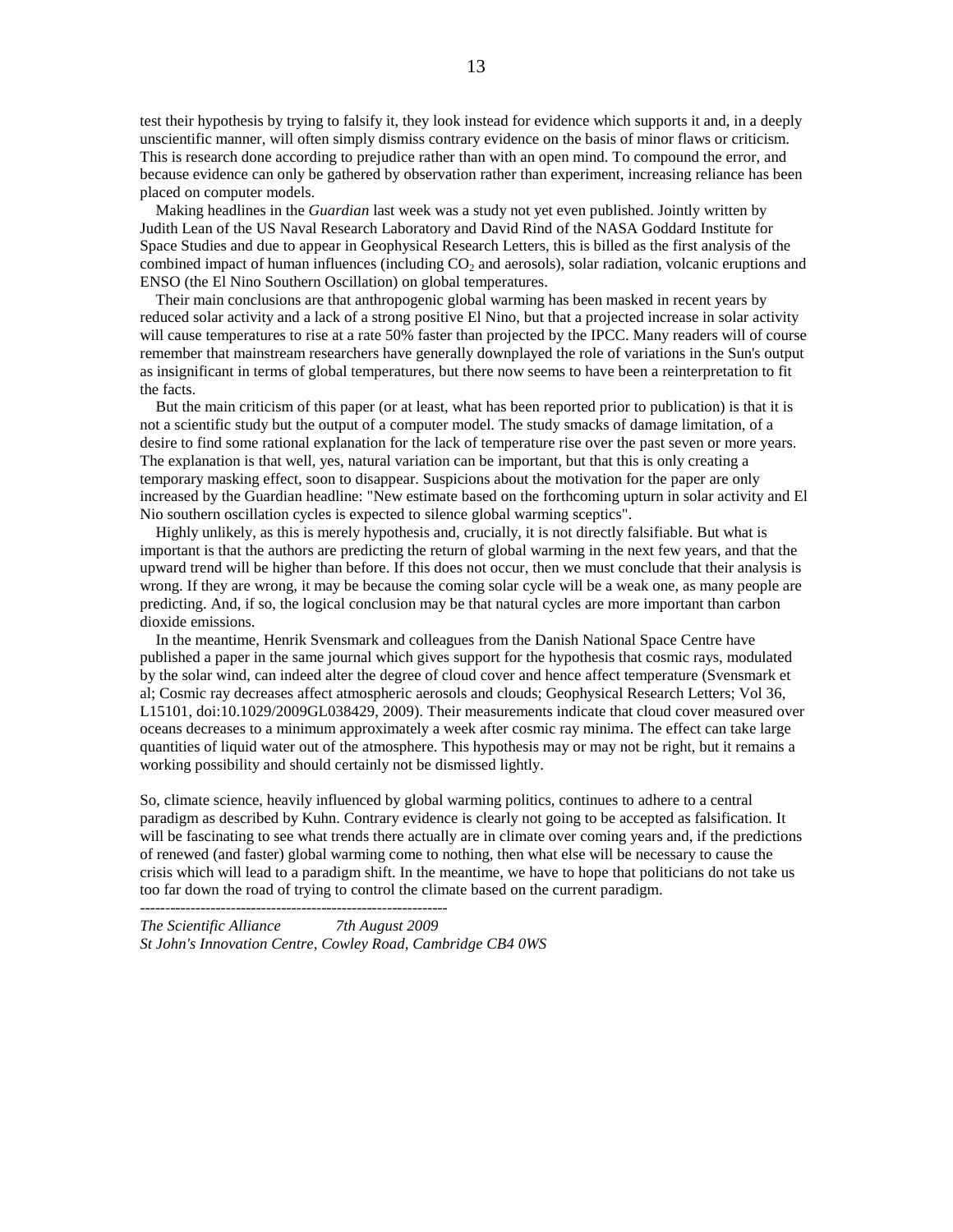test their hypothesis by trying to falsify it, they look instead for evidence which supports it and, in a deeply unscientific manner, will often simply dismiss contrary evidence on the basis of minor flaws or criticism. This is research done according to prejudice rather than with an open mind. To compound the error, and because evidence can only be gathered by observation rather than experiment, increasing reliance has been placed on computer models.

Making headlines in the *Guardian* last week was a study not yet even published. Jointly written by Judith Lean of the US Naval Research Laboratory and David Rind of the NASA Goddard Institute for Space Studies and due to appear in Geophysical Research Letters, this is billed as the first analysis of the combined impact of human influences (including $CO_2$ and aerosols), solar radiation, volcanic eruptions and ENSO (the El Nino Southern Oscillation) on global temperatures.

Their main conclusions are that anthropogenic global warming has been masked in recent years by reduced solar activity and a lack of a strong positive El Nino, but that a projected increase in solar activity will cause temperatures to rise at a rate 50% faster than projected by the IPCC. Many readers will of course remember that mainstream researchers have generally downplayed the role of variations in the Sun's output as insignificant in terms of global temperatures, but there now seems to have been a reinterpretation to fit the facts.

But the main criticism of this paper (or at least, what has been reported prior to publication) is that it is not a scientific study but the output of a computer model. The study smacks of damage limitation, of a desire to find some rational explanation for the lack of temperature rise over the past seven or more years. The explanation is that well, yes, natural variation can be important, but that this is only creating a temporary masking effect, soon to disappear. Suspicions about the motivation for the paper are only increased by the Guardian headline: "New estimate based on the forthcoming upturn in solar activity and El Nio southern oscillation cycles is expected to silence global warming sceptics".

Highly unlikely, as this is merely hypothesis and, crucially, it is not directly falsifiable. But what is important is that the authors are predicting the return of global warming in the next few years, and that the upward trend will be higher than before. If this does not occur, then we must conclude that their analysis is wrong. If they are wrong, it may be because the coming solar cycle will be a weak one, as many people are predicting. And, if so, the logical conclusion may be that natural cycles are more important than carbon dioxide emissions.

In the meantime, Henrik Svensmark and colleagues from the Danish National Space Centre have published a paper in the same journal which gives support for the hypothesis that cosmic rays, modulated by the solar wind, can indeed alter the degree of cloud cover and hence affect temperature (Svensmark et al; Cosmic ray decreases affect atmospheric aerosols and clouds; Geophysical Research Letters; Vol 36, L15101, doi:10.1029/2009GL038429, 2009). Their measurements indicate that cloud cover measured over oceans decreases to a minimum approximately a week after cosmic ray minima. The effect can take large quantities of liquid water out of the atmosphere. This hypothesis may or may not be right, but it remains a working possibility and should certainly not be dismissed lightly.

So, climate science, heavily influenced by global warming politics, continues to adhere to a central paradigm as described by Kuhn. Contrary evidence is clearly not going to be accepted as falsification. It will be fascinating to see what trends there actually are in climate over coming years and, if the predictions of renewed (and faster) global warming come to nothing, then what else will be necessary to cause the crisis which will lead to a paradigm shift. In the meantime, we have to hope that politicians do not take us too far down the road of trying to control the climate based on the current paradigm.

---

*The Scientific Alliance* &nbsp;&nbsp;&nbsp;&nbsp;&nbsp;&nbsp; *7th August 2009*
*St John's Innovation Centre, Cowley Road, Cambridge CB4 0WS*